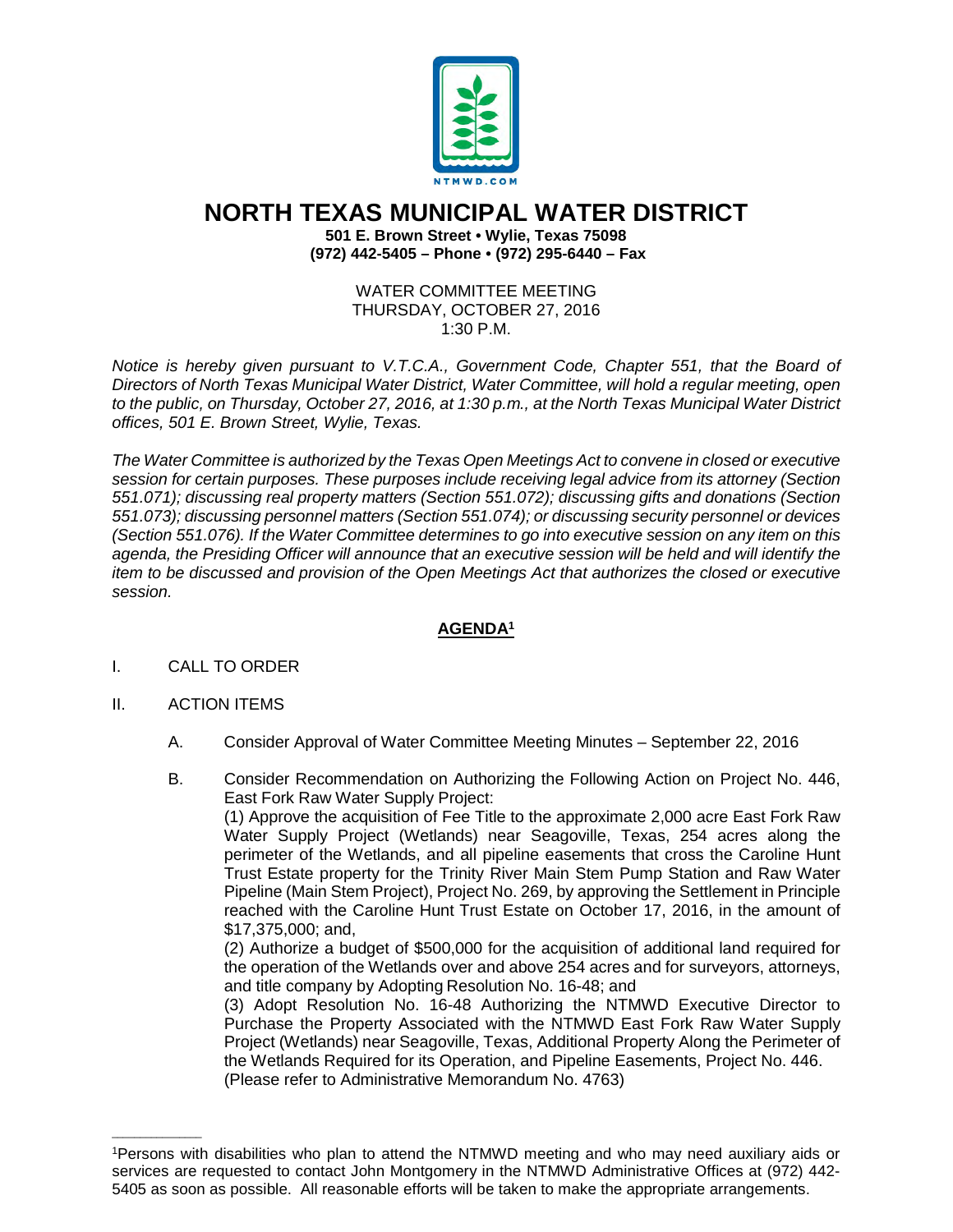# NORTH TEXAS MUNICIPAL WATER DISTRICT

**501 E. Brown Street • Wylie, Texas 75098**
**(972) 442-5405 – Phone • (972) 295-6440 – Fax**

WATER COMMITTEE MEETING
THURSDAY, OCTOBER 27, 2016
1:30 P.M.

*Notice is hereby given pursuant to V.T.C.A., Government Code, Chapter 551, that the Board of Directors of North Texas Municipal Water District, Water Committee, will hold a regular meeting, open to the public, on Thursday, October 27, 2016, at 1:30 p.m., at the North Texas Municipal Water District offices, 501 E. Brown Street, Wylie, Texas.*

*The Water Committee is authorized by the Texas Open Meetings Act to convene in closed or executive session for certain purposes. These purposes include receiving legal advice from its attorney (Section 551.071); discussing real property matters (Section 551.072); discussing gifts and donations (Section 551.073); discussing personnel matters (Section 551.074); or discussing security personnel or devices (Section 551.076). If the Water Committee determines to go into executive session on any item on this agenda, the Presiding Officer will announce that an executive session will be held and will identify the item to be discussed and provision of the Open Meetings Act that authorizes the closed or executive session.*

## AGENDA[1]

I. CALL TO ORDER

II. ACTION ITEMS

A. Consider Approval of Water Committee Meeting Minutes – September 22, 2016

B. Consider Recommendation on Authorizing the Following Action on Project No. 446, East Fork Raw Water Supply Project:
(1) Approve the acquisition of Fee Title to the approximate 2,000 acre East Fork Raw Water Supply Project (Wetlands) near Seagoville, Texas, 254 acres along the perimeter of the Wetlands, and all pipeline easements that cross the Caroline Hunt Trust Estate property for the Trinity River Main Stem Pump Station and Raw Water Pipeline (Main Stem Project), Project No. 269, by approving the Settlement in Principle reached with the Caroline Hunt Trust Estate on October 17, 2016, in the amount of $17,375,000; and,
(2) Authorize a budget of $500,000 for the acquisition of additional land required for the operation of the Wetlands over and above 254 acres and for surveyors, attorneys, and title company by Adopting Resolution No. 16-48; and
(3) Adopt Resolution No. 16-48 Authorizing the NTMWD Executive Director to Purchase the Property Associated with the NTMWD East Fork Raw Water Supply Project (Wetlands) near Seagoville, Texas, Additional Property Along the Perimeter of the Wetlands Required for its Operation, and Pipeline Easements, Project No. 446.
(Please refer to Administrative Memorandum No. 4763)

---

[1]Persons with disabilities who plan to attend the NTMWD meeting and who may need auxiliary aids or services are requested to contact John Montgomery in the NTMWD Administrative Offices at (972) 442-5405 as soon as possible. All reasonable efforts will be taken to make the appropriate arrangements.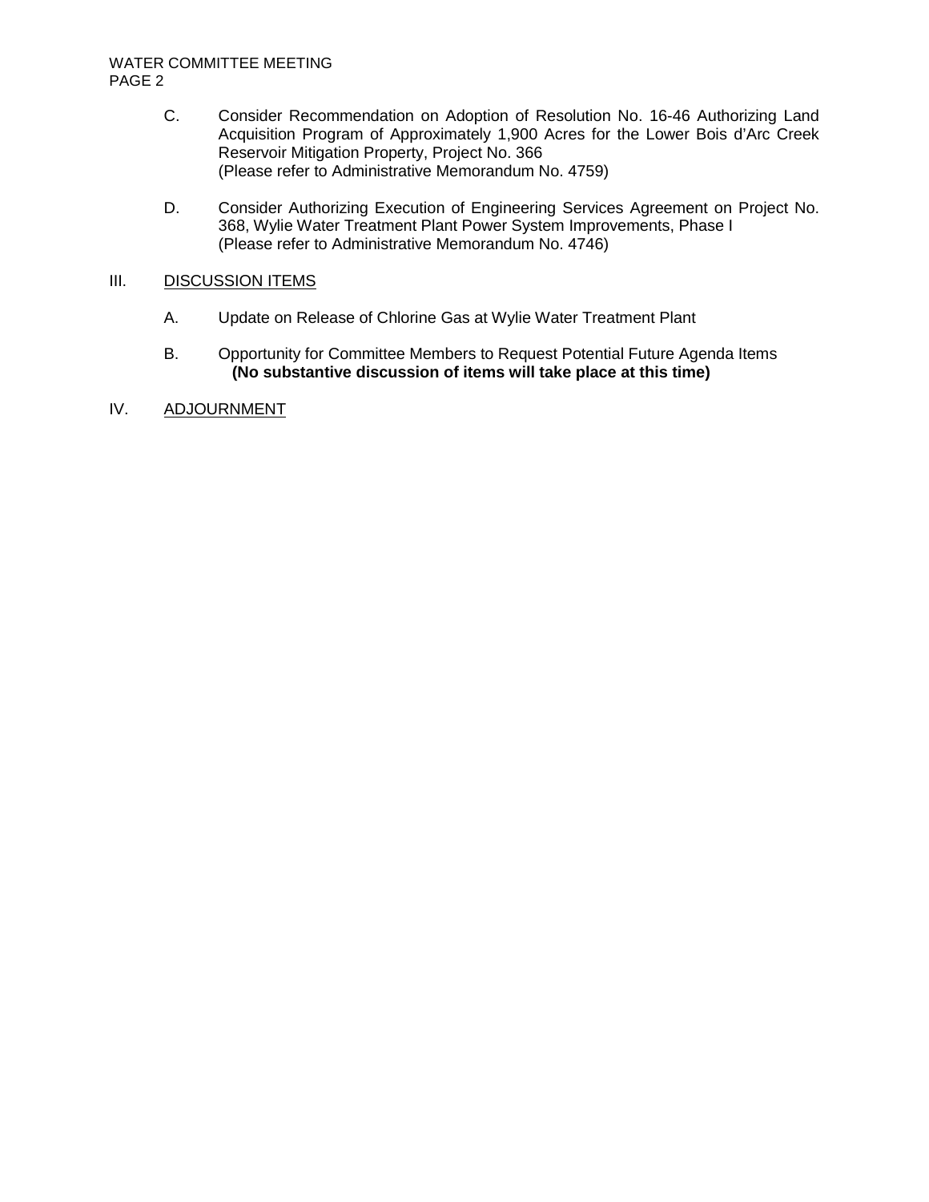C. Consider Recommendation on Adoption of Resolution No. 16-46 Authorizing Land Acquisition Program of Approximately 1,900 Acres for the Lower Bois d'Arc Creek Reservoir Mitigation Property, Project No. 366
(Please refer to Administrative Memorandum No. 4759)

D. Consider Authorizing Execution of Engineering Services Agreement on Project No. 368, Wylie Water Treatment Plant Power System Improvements, Phase I
(Please refer to Administrative Memorandum No. 4746)

## III. DISCUSSION ITEMS

A. Update on Release of Chlorine Gas at Wylie Water Treatment Plant

B. Opportunity for Committee Members to Request Potential Future Agenda Items
**(No substantive discussion of items will take place at this time)**

## IV. ADJOURNMENT